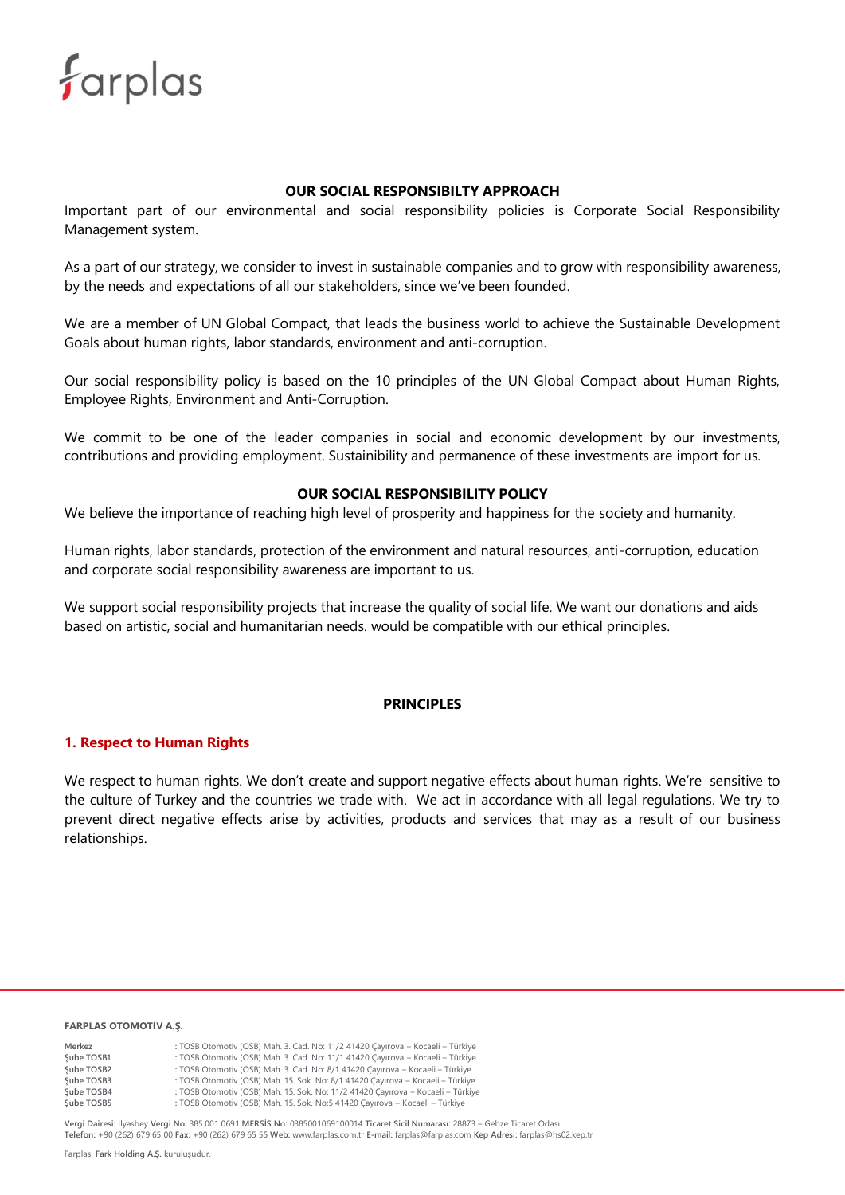## OUR SOCIAL RESPONSIBILTY APPROACH

Important part of our environmental and social responsibility policies is Corporate Social Responsibility Management system.

As a part of our strategy, we consider to invest in sustainable companies and to grow with responsibility awareness, by the needs and expectations of all our stakeholders, since we've been founded.

We are a member of UN Global Compact, that leads the business world to achieve the Sustainable Development Goals about human rights, labor standards, environment and anti-corruption.

Our social responsibility policy is based on the 10 principles of the UN Global Compact about Human Rights, Employee Rights, Environment and Anti-Corruption.

We commit to be one of the leader companies in social and economic development by our investments, contributions and providing employment. Sustainibility and permanence of these investments are import for us.

## OUR SOCIAL RESPONSIBILITY POLICY

We believe the importance of reaching high level of prosperity and happiness for the society and humanity.

Human rights, labor standards, protection of the environment and natural resources, anti-corruption, education and corporate social responsibility awareness are important to us.

We support social responsibility projects that increase the quality of social life. We want our donations and aids based on artistic, social and humanitarian needs. would be compatible with our ethical principles.

## PRINCIPLES

### 1. Respect to Human Rights

We respect to human rights. We don't create and support negative effects about human rights. We're sensitive to the culture of Turkey and the countries we trade with. We act in accordance with all legal regulations. We try to prevent direct negative effects arise by activities, products and services that may as a result of our business relationships.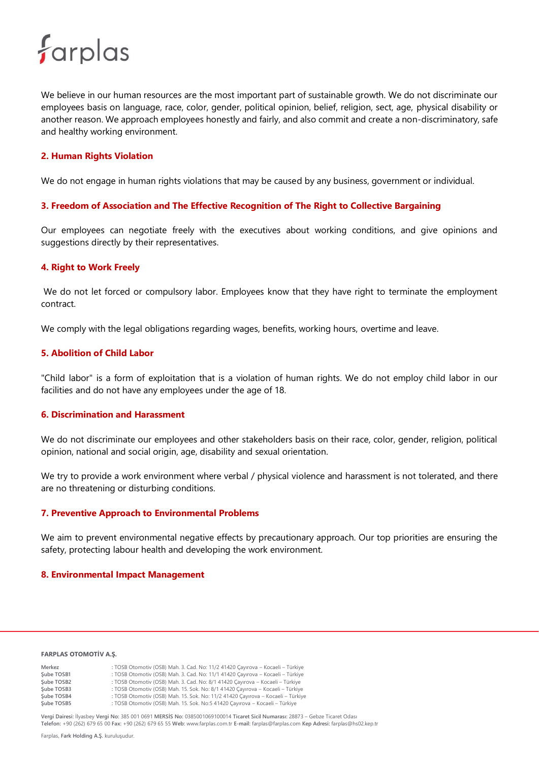We believe in our human resources are the most important part of sustainable growth. We do not discriminate our employees basis on language, race, color, gender, political opinion, belief, religion, sect, age, physical disability or another reason. We approach employees honestly and fairly, and also commit and create a non-discriminatory, safe and healthy working environment.

## 2. Human Rights Violation

We do not engage in human rights violations that may be caused by any business, government or individual.

## 3. Freedom of Association and The Effective Recognition of The Right to Collective Bargaining

Our employees can negotiate freely with the executives about working conditions, and give opinions and suggestions directly by their representatives.

## 4. Right to Work Freely

We do not let forced or compulsory labor. Employees know that they have right to terminate the employment contract.

We comply with the legal obligations regarding wages, benefits, working hours, overtime and leave.

## 5. Abolition of Child Labor

"Child labor" is a form of exploitation that is a violation of human rights. We do not employ child labor in our facilities and do not have any employees under the age of 18.

## 6. Discrimination and Harassment

We do not discriminate our employees and other stakeholders basis on their race, color, gender, religion, political opinion, national and social origin, age, disability and sexual orientation.

We try to provide a work environment where verbal / physical violence and harassment is not tolerated, and there are no threatening or disturbing conditions.

## 7. Preventive Approach to Environmental Problems

We aim to prevent environmental negative effects by precautionary approach. Our top priorities are ensuring the safety, protecting labour health and developing the work environment.

## 8. Environmental Impact Management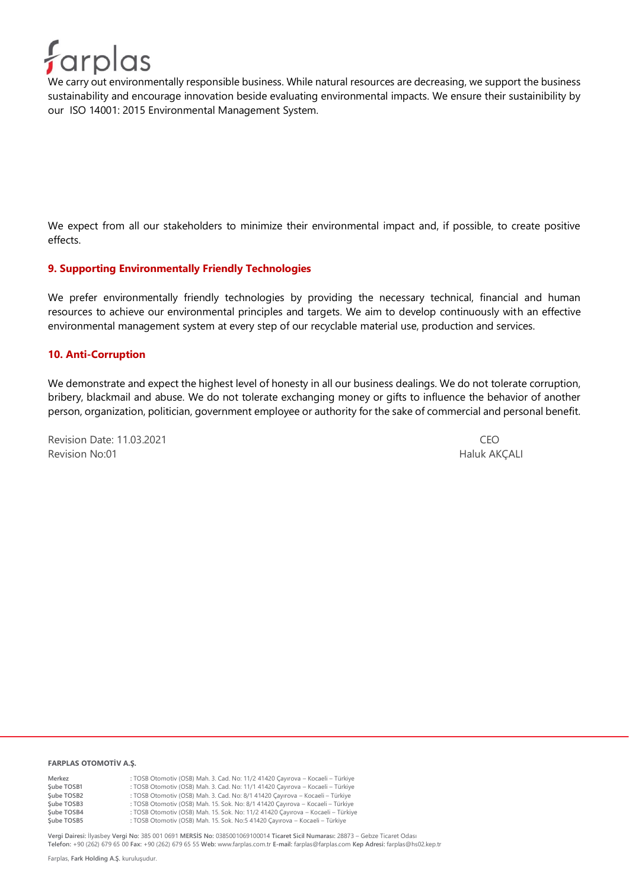We carry out environmentally responsible business. While natural resources are decreasing, we support the business sustainability and encourage innovation beside evaluating environmental impacts. We ensure their sustainability by our ISO 14001: 2015 Environmental Management System.

We expect from all our stakeholders to minimize their environmental impact and, if possible, to create positive effects.

## 9. Supporting Environmentally Friendly Technologies

We prefer environmentally friendly technologies by providing the necessary technical, financial and human resources to achieve our environmental principles and targets. We aim to develop continuously with an effective environmental management system at every step of our recyclable material use, production and services.

## 10. Anti-Corruption

We demonstrate and expect the highest level of honesty in all our business dealings. We do not tolerate corruption, bribery, blackmail and abuse. We do not tolerate exchanging money or gifts to influence the behavior of another person, organization, politician, government employee or authority for the sake of commercial and personal benefit.

Revision Date: 11.03.2021
Revision No:01

CEO
Haluk AKÇALI

**FARPLAS OTOMOTİV A.Ş.**

| | |
|---|---|
| **Merkez** | : TOSB Otomotiv (OSB) Mah. 3. Cad. No: 11/2 41420 Çayırova – Kocaeli – Türkiye |
| **Şube TOSB1** | : TOSB Otomotiv (OSB) Mah. 3. Cad. No: 11/1 41420 Çayırova – Kocaeli – Türkiye |
| **Şube TOSB2** | : TOSB Otomotiv (OSB) Mah. 3. Cad. No: 8/1 41420 Çayırova – Kocaeli – Türkiye |
| **Şube TOSB3** | : TOSB Otomotiv (OSB) Mah. 15. Sok. No: 8/1 41420 Çayırova – Kocaeli – Türkiye |
| **Şube TOSB4** | : TOSB Otomotiv (OSB) Mah. 15. Sok. No: 11/2 41420 Çayırova – Kocaeli – Türkiye |
| **Şube TOSB5** | : TOSB Otomotiv (OSB) Mah. 15. Sok. No:5 41420 Çayırova – Kocaeli – Türkiye |

**Vergi Dairesi:** İlyasbey **Vergi No:** 385 001 0691 **MERSİS No:** 0385001069100014 **Ticaret Sicil Numarası:** 28873 – Gebze Ticaret Odası
**Telefon:** +90 (262) 679 65 00 **Fax:** +90 (262) 679 65 55 **Web:** www.farplas.com.tr **E-mail:** farplas@farplas.com **Kep Adresi:** farplas@hs02.kep.tr

Farplas, **Fark Holding A.Ş.** kuruluşudur.